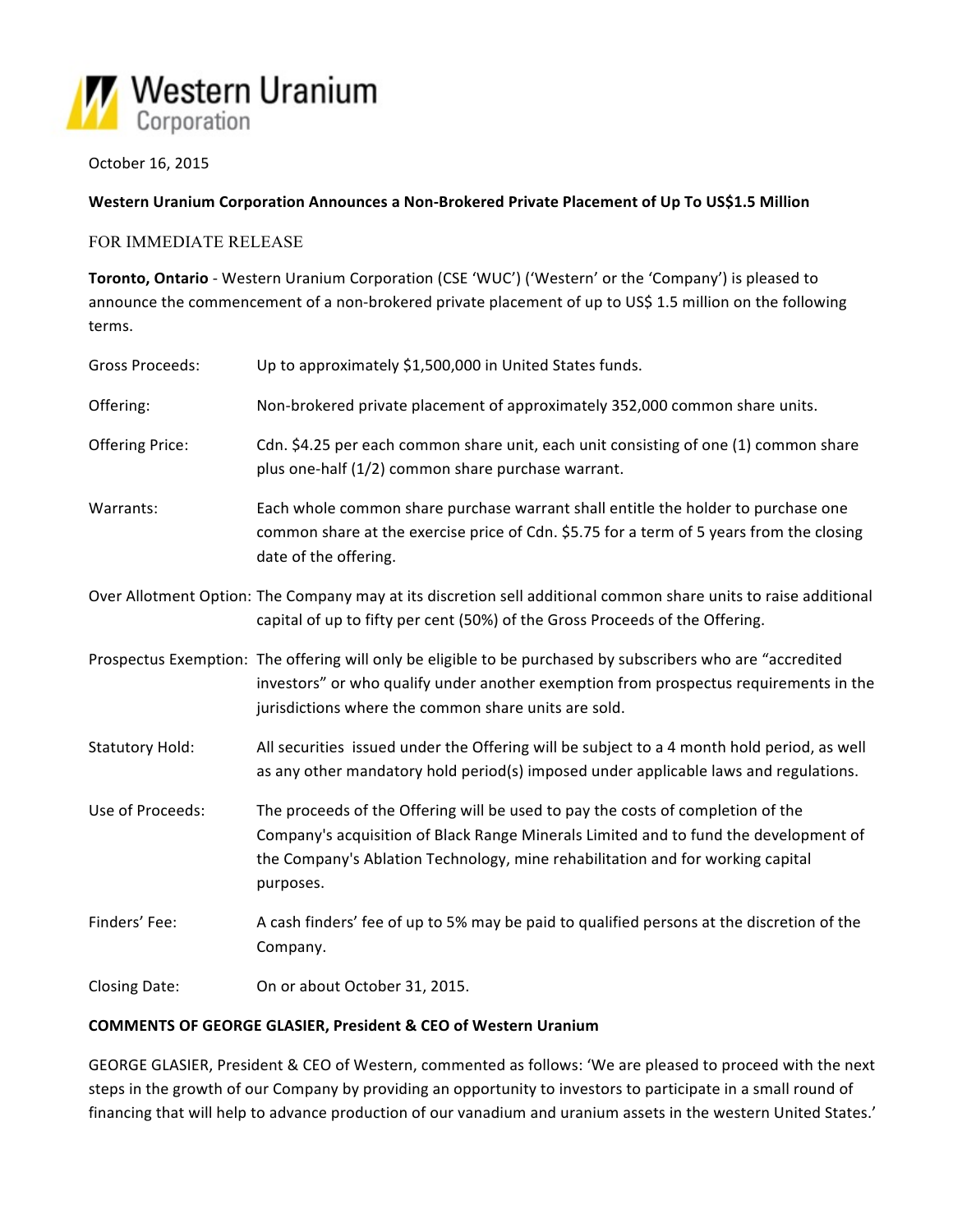Western Uranium Corporation

October 16, 2015

**Western Uranium Corporation Announces a Non-Brokered Private Placement of Up To US$1.5 Million**

FOR IMMEDIATE RELEASE

**Toronto, Ontario** - Western Uranium Corporation (CSE 'WUC') ('Western' or the 'Company') is pleased to announce the commencement of a non-brokered private placement of up to US$ 1.5 million on the following terms.

| | |
|---|---|
| Gross Proceeds: | Up to approximately $1,500,000 in United States funds. |
| Offering: | Non-brokered private placement of approximately 352,000 common share units. |
| Offering Price: | Cdn. $4.25 per each common share unit, each unit consisting of one (1) common share plus one-half (1/2) common share purchase warrant. |
| Warrants: | Each whole common share purchase warrant shall entitle the holder to purchase one common share at the exercise price of Cdn. $5.75 for a term of 5 years from the closing date of the offering. |
| Over Allotment Option: | The Company may at its discretion sell additional common share units to raise additional capital of up to fifty per cent (50%) of the Gross Proceeds of the Offering. |
| Prospectus Exemption: | The offering will only be eligible to be purchased by subscribers who are "accredited investors" or who qualify under another exemption from prospectus requirements in the jurisdictions where the common share units are sold. |
| Statutory Hold: | All securities issued under the Offering will be subject to a 4 month hold period, as well as any other mandatory hold period(s) imposed under applicable laws and regulations. |
| Use of Proceeds: | The proceeds of the Offering will be used to pay the costs of completion of the Company's acquisition of Black Range Minerals Limited and to fund the development of the Company's Ablation Technology, mine rehabilitation and for working capital purposes. |
| Finders' Fee: | A cash finders' fee of up to 5% may be paid to qualified persons at the discretion of the Company. |
| Closing Date: | On or about October 31, 2015. |

**COMMENTS OF GEORGE GLASIER, President & CEO of Western Uranium**

GEORGE GLASIER, President & CEO of Western, commented as follows: 'We are pleased to proceed with the next steps in the growth of our Company by providing an opportunity to investors to participate in a small round of financing that will help to advance production of our vanadium and uranium assets in the western United States.'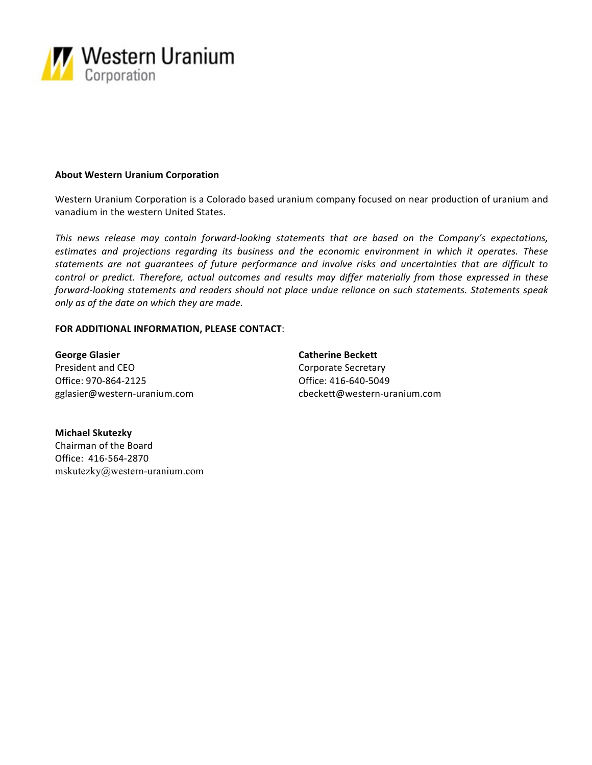**About Western Uranium Corporation**

Western Uranium Corporation is a Colorado based uranium company focused on near production of uranium and vanadium in the western United States.

*This news release may contain forward-looking statements that are based on the Company's expectations, estimates and projections regarding its business and the economic environment in which it operates. These statements are not guarantees of future performance and involve risks and uncertainties that are difficult to control or predict. Therefore, actual outcomes and results may differ materially from those expressed in these forward-looking statements and readers should not place undue reliance on such statements. Statements speak only as of the date on which they are made.*

**FOR ADDITIONAL INFORMATION, PLEASE CONTACT**:

**George Glasier**
President and CEO
Office: 970-864-2125
gglasier@western-uranium.com

**Catherine Beckett**
Corporate Secretary
Office: 416-640-5049
cbeckett@western-uranium.com

**Michael Skutezky**
Chairman of the Board
Office: 416-564-2870
mskutezky@western-uranium.com